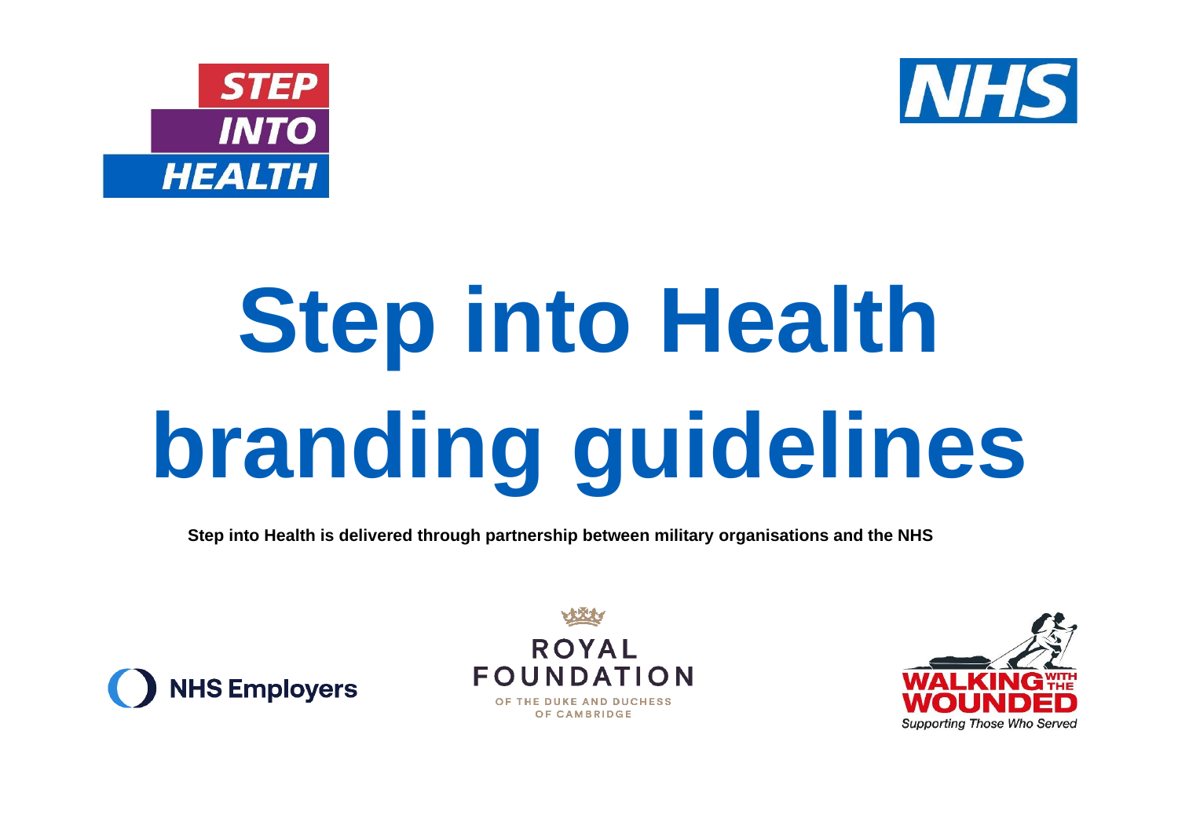# Step into Health branding guidelines

**Step into Health is delivered through partnership between military organisations and the NHS**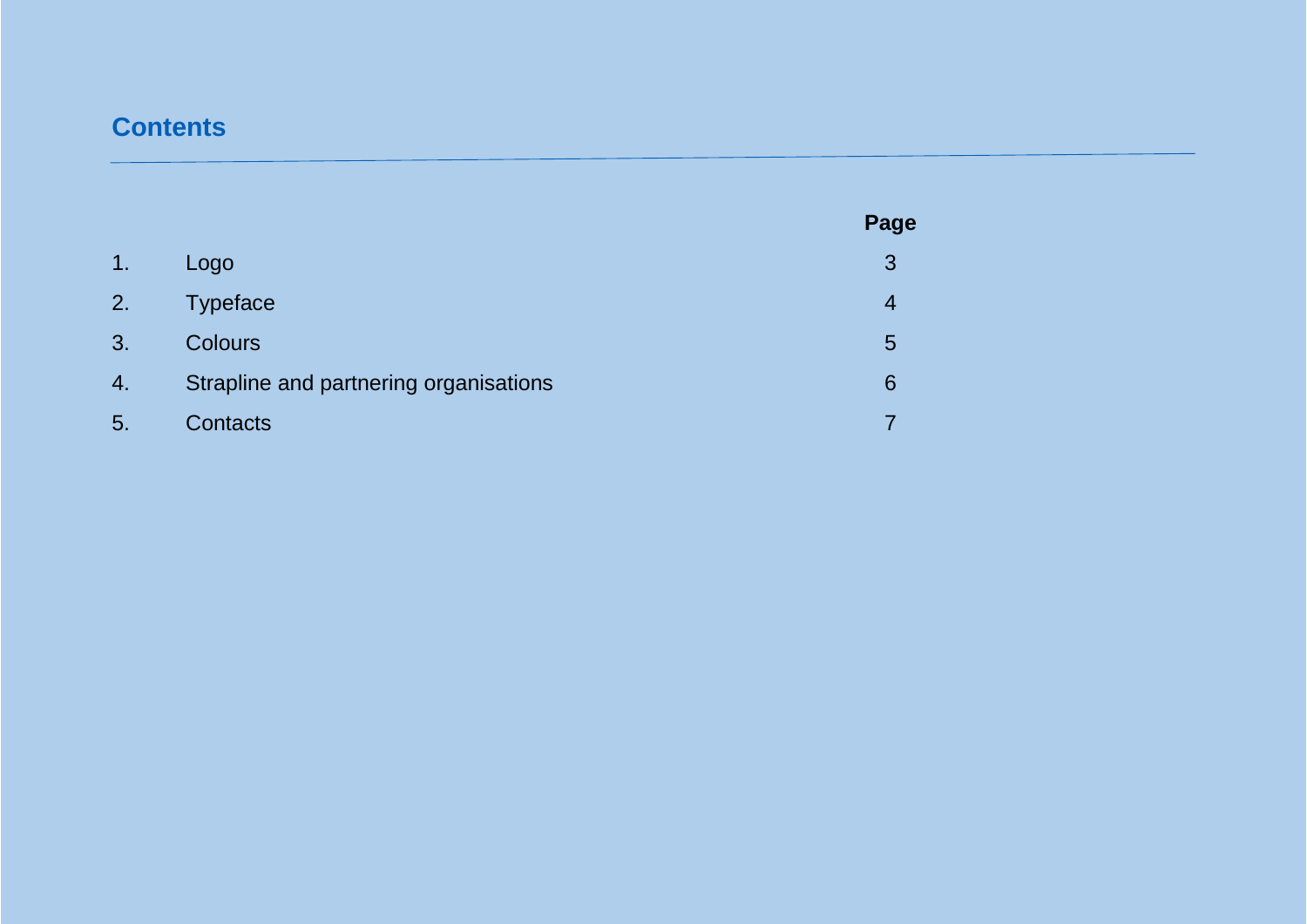## Contents

| | | Page |
|---|---|---|
| 1. | Logo | 3 |
| 2. | Typeface | 4 |
| 3. | Colours | 5 |
| 4. | Strapline and partnering organisations | 6 |
| 5. | Contacts | 7 |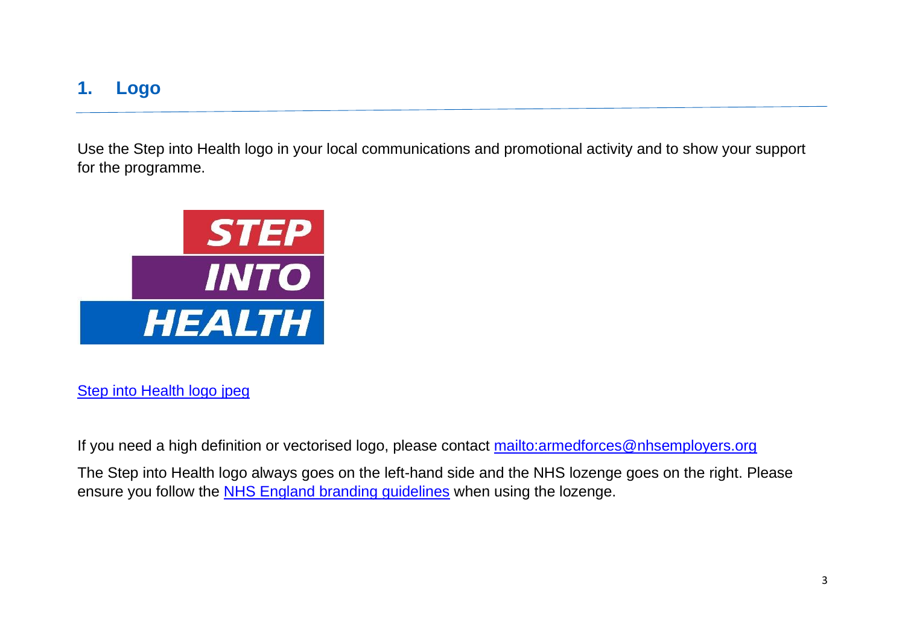## 1. Logo

Use the Step into Health logo in your local communications and promotional activity and to show your support for the programme.

STEP
INTO
HEALTH

[Step into Health logo jpeg]

If you need a high definition or vectorised logo, please contact mailto:armedforces@nhsemployers.org

The Step into Health logo always goes on the left-hand side and the NHS lozenge goes on the right. Please ensure you follow the NHS England branding guidelines when using the lozenge.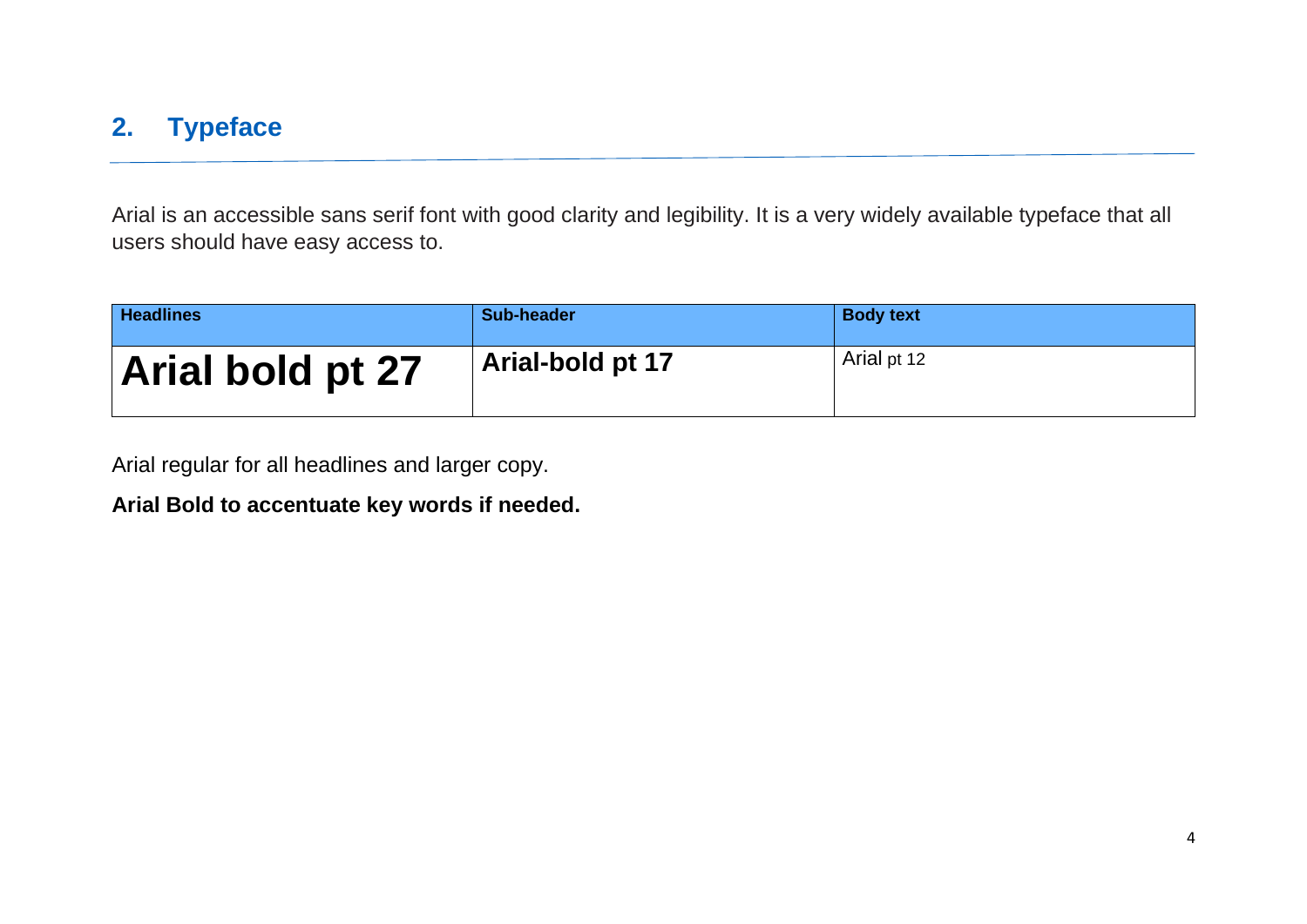## 2. Typeface

Arial is an accessible sans serif font with good clarity and legibility. It is a very widely available typeface that all users should have easy access to.

| Headlines | Sub-header | Body text |
| --- | --- | --- |
| **Arial bold pt 27** | **Arial-bold pt 17** | Arial pt 12 |

Arial regular for all headlines and larger copy.

**Arial Bold to accentuate key words if needed.**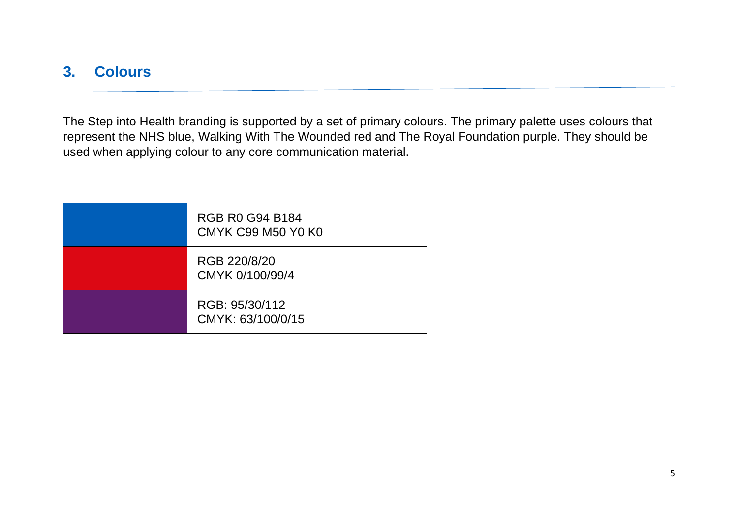## 3. Colours

The Step into Health branding is supported by a set of primary colours. The primary palette uses colours that represent the NHS blue, Walking With The Wounded red and The Royal Foundation purple. They should be used when applying colour to any core communication material.

| | |
|---|---|
| | RGB R0 G94 B184<br>CMYK C99 M50 Y0 K0 |
| | RGB 220/8/20<br>CMYK 0/100/99/4 |
| | RGB: 95/30/112<br>CMYK: 63/100/0/15 |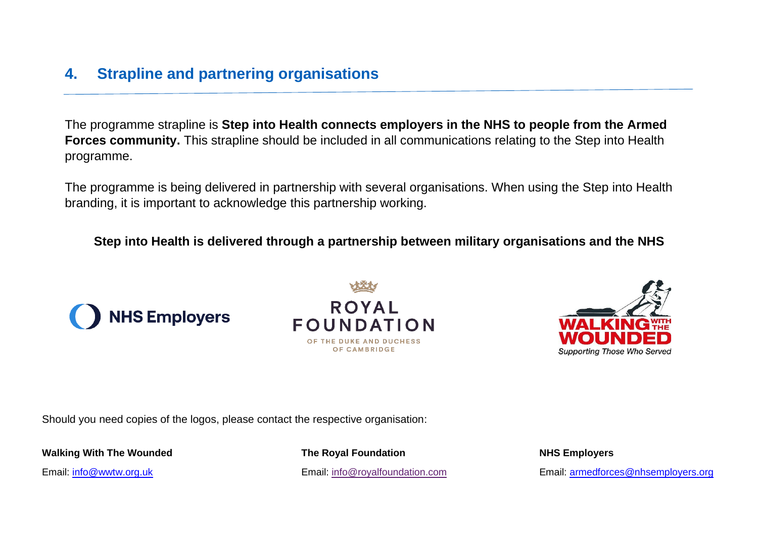## 4. Strapline and partnering organisations

The programme strapline is **Step into Health connects employers in the NHS to people from the Armed Forces community.** This strapline should be included in all communications relating to the Step into Health programme.

The programme is being delivered in partnership with several organisations. When using the Step into Health branding, it is important to acknowledge this partnership working.

**Step into Health is delivered through a partnership between military organisations and the NHS**

Should you need copies of the logos, please contact the respective organisation:

**Walking With The Wounded**
Email: info@wwtw.org.uk

**The Royal Foundation**
Email: info@royalfoundation.com

**NHS Employers**
Email: armedforces@nhsemployers.org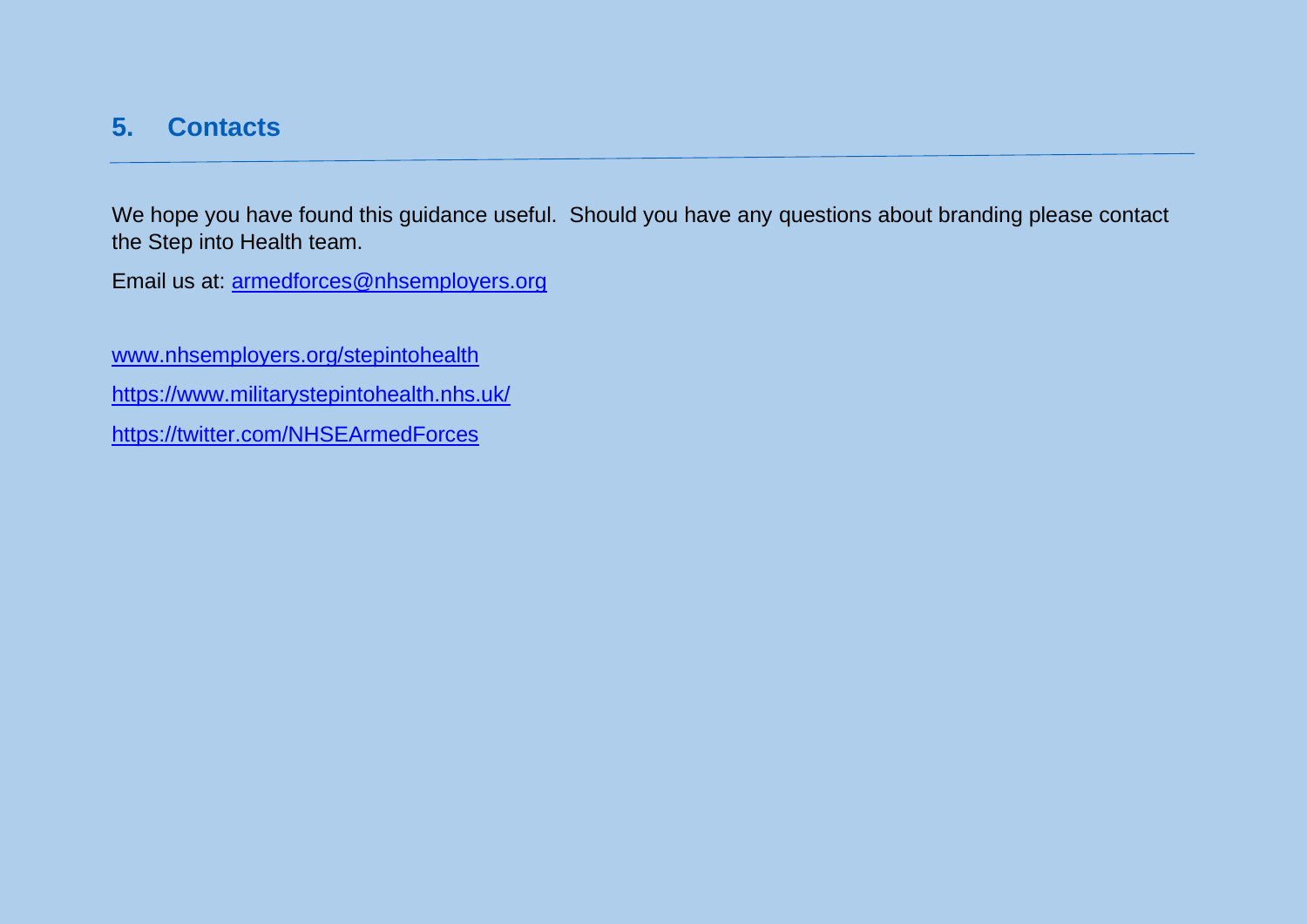## 5. Contacts

We hope you have found this guidance useful. Should you have any questions about branding please contact the Step into Health team.

Email us at: [armedforces@nhsemployers.org](mailto:armedforces@nhsemployers.org)

[www.nhsemployers.org/stepintohealth](http://www.nhsemployers.org/stepintohealth)

[https://www.militarystepintohealth.nhs.uk/](https://www.militarystepintohealth.nhs.uk/)

[https://twitter.com/NHSEArmedForces](https://twitter.com/NHSEArmedForces)